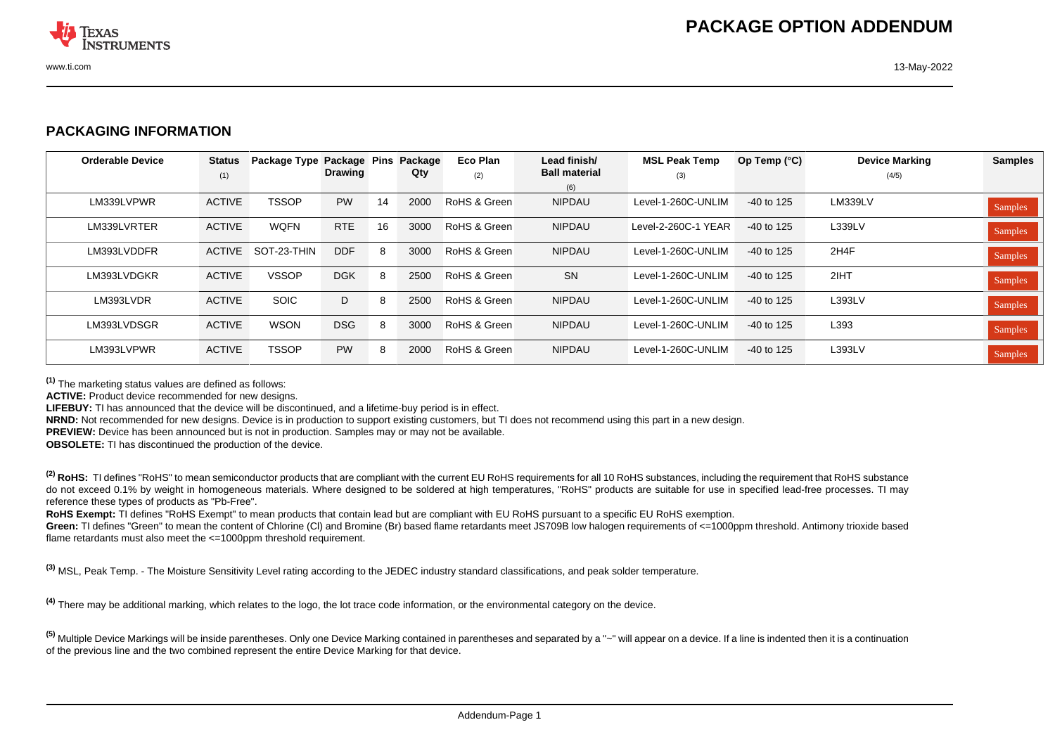# PACKAGE OPTION ADDENDUM

## PACKAGING INFORMATION

| Orderable Device | Status (1) | Package Type | Package Drawing | Pins | Package Qty | Eco Plan (2) | Lead finish/ Ball material (6) | MSL Peak Temp (3) | Op Temp (°C) | Device Marking (4/5) | Samples |
|---|---|---|---|---|---|---|---|---|---|---|---|
| LM339LVPWR | ACTIVE | TSSOP | PW | 14 | 2000 | RoHS & Green | NIPDAU | Level-1-260C-UNLIM | -40 to 125 | LM339LV | Samples |
| LM339LVRTER | ACTIVE | WQFN | RTE | 16 | 3000 | RoHS & Green | NIPDAU | Level-2-260C-1 YEAR | -40 to 125 | L339LV | Samples |
| LM393LVDDFR | ACTIVE | SOT-23-THIN | DDF | 8 | 3000 | RoHS & Green | NIPDAU | Level-1-260C-UNLIM | -40 to 125 | 2H4F | Samples |
| LM393LVDGKR | ACTIVE | VSSOP | DGK | 8 | 2500 | RoHS & Green | SN | Level-1-260C-UNLIM | -40 to 125 | 2IHT | Samples |
| LM393LVDR | ACTIVE | SOIC | D | 8 | 2500 | RoHS & Green | NIPDAU | Level-1-260C-UNLIM | -40 to 125 | L393LV | Samples |
| LM393LVDSGR | ACTIVE | WSON | DSG | 8 | 3000 | RoHS & Green | NIPDAU | Level-1-260C-UNLIM | -40 to 125 | L393 | Samples |
| LM393LVPWR | ACTIVE | TSSOP | PW | 8 | 2000 | RoHS & Green | NIPDAU | Level-1-260C-UNLIM | -40 to 125 | L393LV | Samples |

(1) The marketing status values are defined as follows:
**ACTIVE:** Product device recommended for new designs.
**LIFEBUY:** TI has announced that the device will be discontinued, and a lifetime-buy period is in effect.
**NRND:** Not recommended for new designs. Device is in production to support existing customers, but TI does not recommend using this part in a new design.
**PREVIEW:** Device has been announced but is not in production. Samples may or may not be available.
**OBSOLETE:** TI has discontinued the production of the device.

(2) **RoHS:** TI defines "RoHS" to mean semiconductor products that are compliant with the current EU RoHS requirements for all 10 RoHS substances, including the requirement that RoHS substance do not exceed 0.1% by weight in homogeneous materials. Where designed to be soldered at high temperatures, "RoHS" products are suitable for use in specified lead-free processes. TI may reference these types of products as "Pb-Free".
**RoHS Exempt:** TI defines "RoHS Exempt" to mean products that contain lead but are compliant with EU RoHS pursuant to a specific EU RoHS exemption.
**Green:** TI defines "Green" to mean the content of Chlorine (Cl) and Bromine (Br) based flame retardants meet JS709B low halogen requirements of <=1000ppm threshold. Antimony trioxide based flame retardants must also meet the <=1000ppm threshold requirement.

(3) MSL, Peak Temp. - The Moisture Sensitivity Level rating according to the JEDEC industry standard classifications, and peak solder temperature.

(4) There may be additional marking, which relates to the logo, the lot trace code information, or the environmental category on the device.

(5) Multiple Device Markings will be inside parentheses. Only one Device Marking contained in parentheses and separated by a "~" will appear on a device. If a line is indented then it is a continuation of the previous line and the two combined represent the entire Device Marking for that device.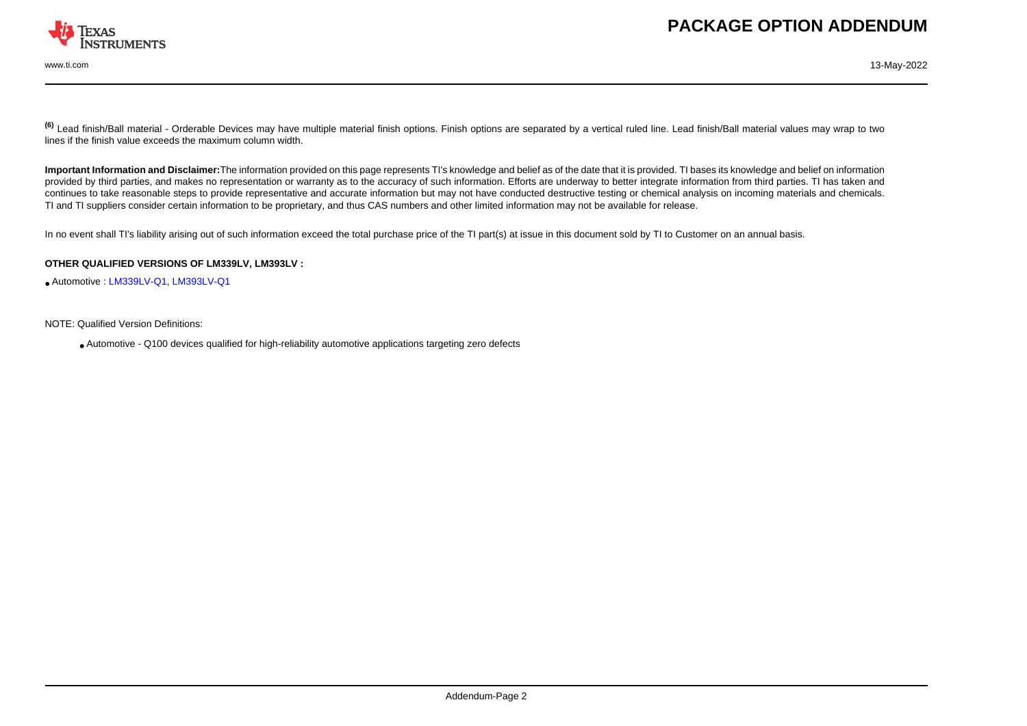[6] Lead finish/Ball material - Orderable Devices may have multiple material finish options. Finish options are separated by a vertical ruled line. Lead finish/Ball material values may wrap to two lines if the finish value exceeds the maximum column width.

**Important Information and Disclaimer:**The information provided on this page represents TI's knowledge and belief as of the date that it is provided. TI bases its knowledge and belief on information provided by third parties, and makes no representation or warranty as to the accuracy of such information. Efforts are underway to better integrate information from third parties. TI has taken and continues to take reasonable steps to provide representative and accurate information but may not have conducted destructive testing or chemical analysis on incoming materials and chemicals. TI and TI suppliers consider certain information to be proprietary, and thus CAS numbers and other limited information may not be available for release.

In no event shall TI's liability arising out of such information exceed the total purchase price of the TI part(s) at issue in this document sold by TI to Customer on an annual basis.

**OTHER QUALIFIED VERSIONS OF LM339LV, LM393LV :**

- Automotive : LM339LV-Q1, LM393LV-Q1

NOTE: Qualified Version Definitions:

- Automotive - Q100 devices qualified for high-reliability automotive applications targeting zero defects